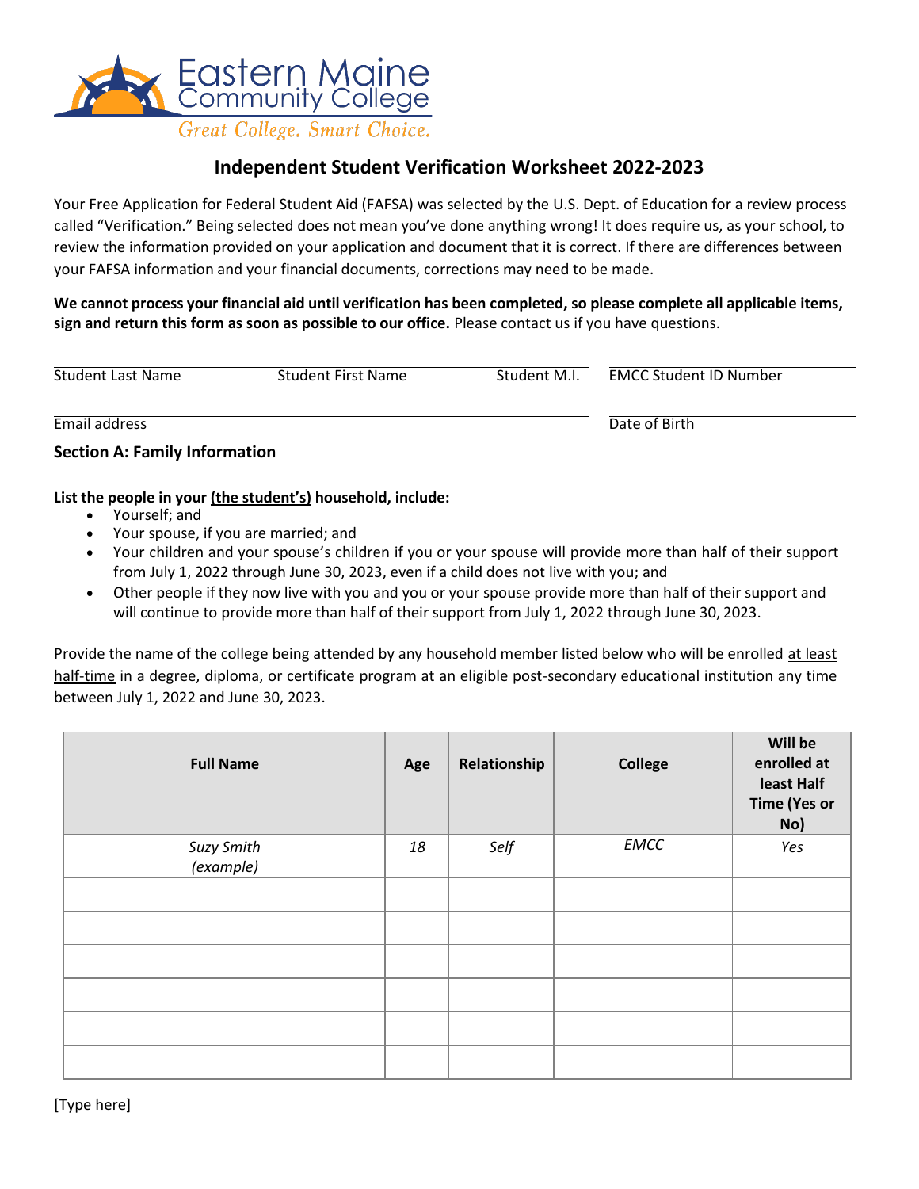Eastern Maine Community College

*Great College. Smart Choice.*

# Independent Student Verification Worksheet 2022-2023

Your Free Application for Federal Student Aid (FAFSA) was selected by the U.S. Dept. of Education for a review process called "Verification." Being selected does not mean you've done anything wrong! It does require us, as your school, to review the information provided on your application and document that it is correct. If there are differences between your FAFSA information and your financial documents, corrections may need to be made.

**We cannot process your financial aid until verification has been completed, so please complete all applicable items, sign and return this form as soon as possible to our office.** Please contact us if you have questions.

Student Last Name ______ Student First Name ______ Student M.I. ______ EMCC Student ID Number ______

Email address ______ Date of Birth ______

## Section A: Family Information

**List the people in your (the student's) household, include:**

- Yourself; and
- Your spouse, if you are married; and
- Your children and your spouse's children if you or your spouse will provide more than half of their support from July 1, 2022 through June 30, 2023, even if a child does not live with you; and
- Other people if they now live with you and you or your spouse provide more than half of their support and will continue to provide more than half of their support from July 1, 2022 through June 30, 2023.

Provide the name of the college being attended by any household member listed below who will be enrolled at least half-time in a degree, diploma, or certificate program at an eligible post-secondary educational institution any time between July 1, 2022 and June 30, 2023.

| Full Name | Age | Relationship | College | Will be enrolled at least Half Time (Yes or No) |
|---|---|---|---|---|
| *Suzy Smith (example)* | *18* | *Self* | *EMCC* | *Yes* |
| | | | | |
| | | | | |
| | | | | |
| | | | | |
| | | | | |
| | | | | |

[Type here]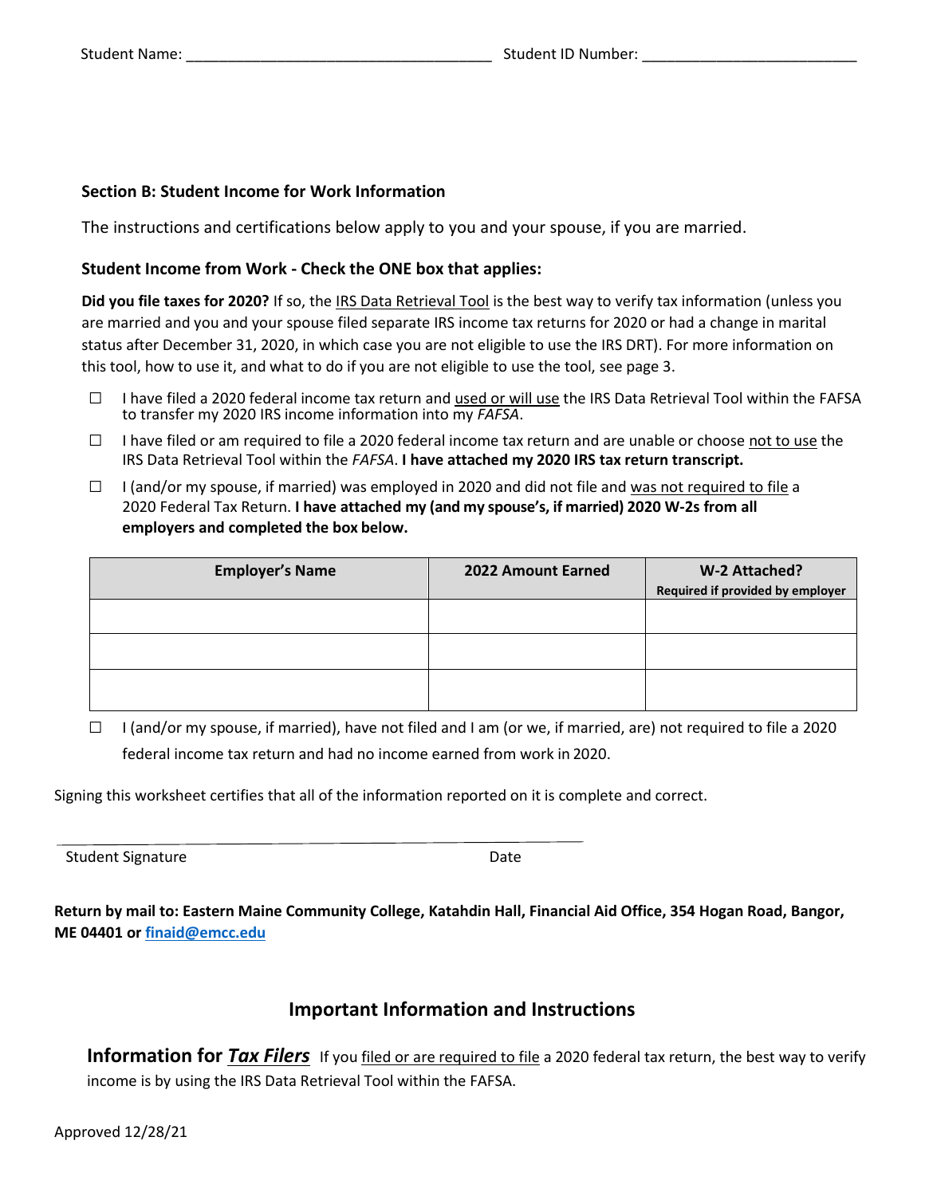Student Name: ____________________________________ Student ID Number: _________________________

**Section B: Student Income for Work Information**

The instructions and certifications below apply to you and your spouse, if you are married.

**Student Income from Work - Check the ONE box that applies:**

**Did you file taxes for 2020?** If so, the IRS Data Retrieval Tool is the best way to verify tax information (unless you are married and you and your spouse filed separate IRS income tax returns for 2020 or had a change in marital status after December 31, 2020, in which case you are not eligible to use the IRS DRT). For more information on this tool, how to use it, and what to do if you are not eligible to use the tool, see page 3.

☐ I have filed a 2020 federal income tax return and used or will use the IRS Data Retrieval Tool within the FAFSA to transfer my 2020 IRS income information into my *FAFSA*.

☐ I have filed or am required to file a 2020 federal income tax return and are unable or choose not to use the IRS Data Retrieval Tool within the *FAFSA*. **I have attached my 2020 IRS tax return transcript.**

☐ I (and/or my spouse, if married) was employed in 2020 and did not file and was not required to file a 2020 Federal Tax Return. **I have attached my (and my spouse's, if married) 2020 W-2s from all employers and completed the box below.**

| Employer's Name | 2022 Amount Earned | W-2 Attached? Required if provided by employer |
|---|---|---|
| | | |
| | | |
| | | |

☐ I (and/or my spouse, if married), have not filed and I am (or we, if married, are) not required to file a 2020 federal income tax return and had no income earned from work in 2020.

Signing this worksheet certifies that all of the information reported on it is complete and correct.

______________________________________________

Student Signature Date

**Return by mail to: Eastern Maine Community College, Katahdin Hall, Financial Aid Office, 354 Hogan Road, Bangor, ME 04401 or finaid@emcc.edu**

## Important Information and Instructions

**Information for *Tax Filers*** If you filed or are required to file a 2020 federal tax return, the best way to verify income is by using the IRS Data Retrieval Tool within the FAFSA.

Approved 12/28/21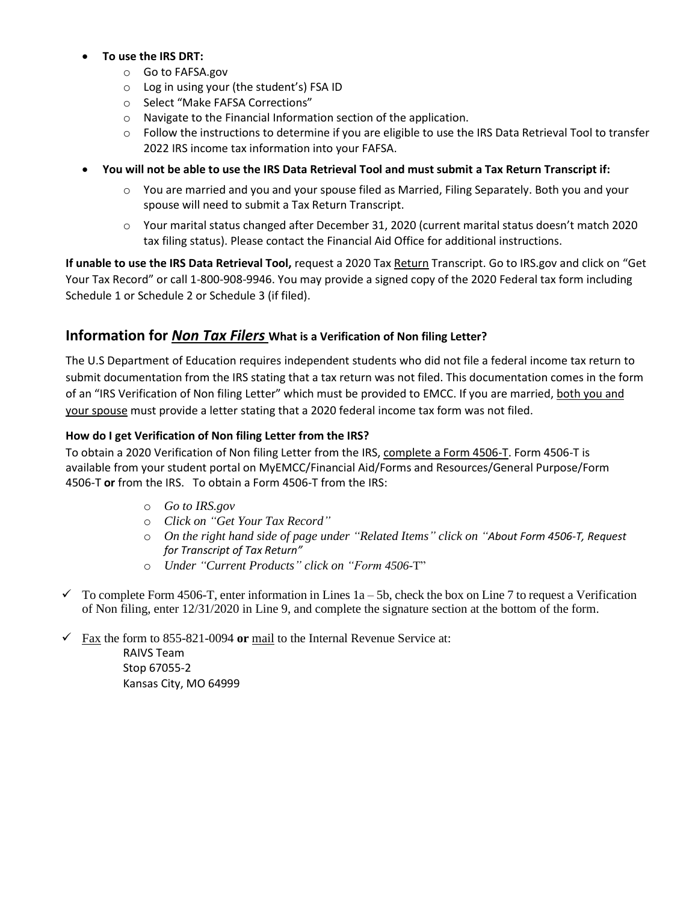- **To use the IRS DRT:**
  - Go to FAFSA.gov
  - Log in using your (the student's) FSA ID
  - Select "Make FAFSA Corrections"
  - Navigate to the Financial Information section of the application.
  - Follow the instructions to determine if you are eligible to use the IRS Data Retrieval Tool to transfer 2022 IRS income tax information into your FAFSA.
- **You will not be able to use the IRS Data Retrieval Tool and must submit a Tax Return Transcript if:**
  - You are married and you and your spouse filed as Married, Filing Separately. Both you and your spouse will need to submit a Tax Return Transcript.
  - Your marital status changed after December 31, 2020 (current marital status doesn't match 2020 tax filing status). Please contact the Financial Aid Office for additional instructions.

**If unable to use the IRS Data Retrieval Tool,** request a 2020 Tax Return Transcript. Go to IRS.gov and click on "Get Your Tax Record" or call 1-800-908-9946. You may provide a signed copy of the 2020 Federal tax form including Schedule 1 or Schedule 2 or Schedule 3 (if filed).

## Information for ***Non Tax Filers*** What is a Verification of Non filing Letter?

The U.S Department of Education requires independent students who did not file a federal income tax return to submit documentation from the IRS stating that a tax return was not filed. This documentation comes in the form of an "IRS Verification of Non filing Letter" which must be provided to EMCC. If you are married, both you and your spouse must provide a letter stating that a 2020 federal income tax form was not filed.

### How do I get Verification of Non filing Letter from the IRS?

To obtain a 2020 Verification of Non filing Letter from the IRS, complete a Form 4506-T. Form 4506-T is available from your student portal on MyEMCC/Financial Aid/Forms and Resources/General Purpose/Form 4506-T **or** from the IRS. To obtain a Form 4506-T from the IRS:

- *Go to IRS.gov*
- *Click on "Get Your Tax Record"*
- *On the right hand side of page under "Related Items" click on "About Form 4506-T, Request for Transcript of Tax Return"*
- *Under "Current Products" click on "Form 4506-T"*

✓ To complete Form 4506-T, enter information in Lines 1a – 5b, check the box on Line 7 to request a Verification of Non filing, enter 12/31/2020 in Line 9, and complete the signature section at the bottom of the form.

✓ Fax the form to 855-821-0094 **or** mail to the Internal Revenue Service at:

RAIVS Team
Stop 67055-2
Kansas City, MO 64999